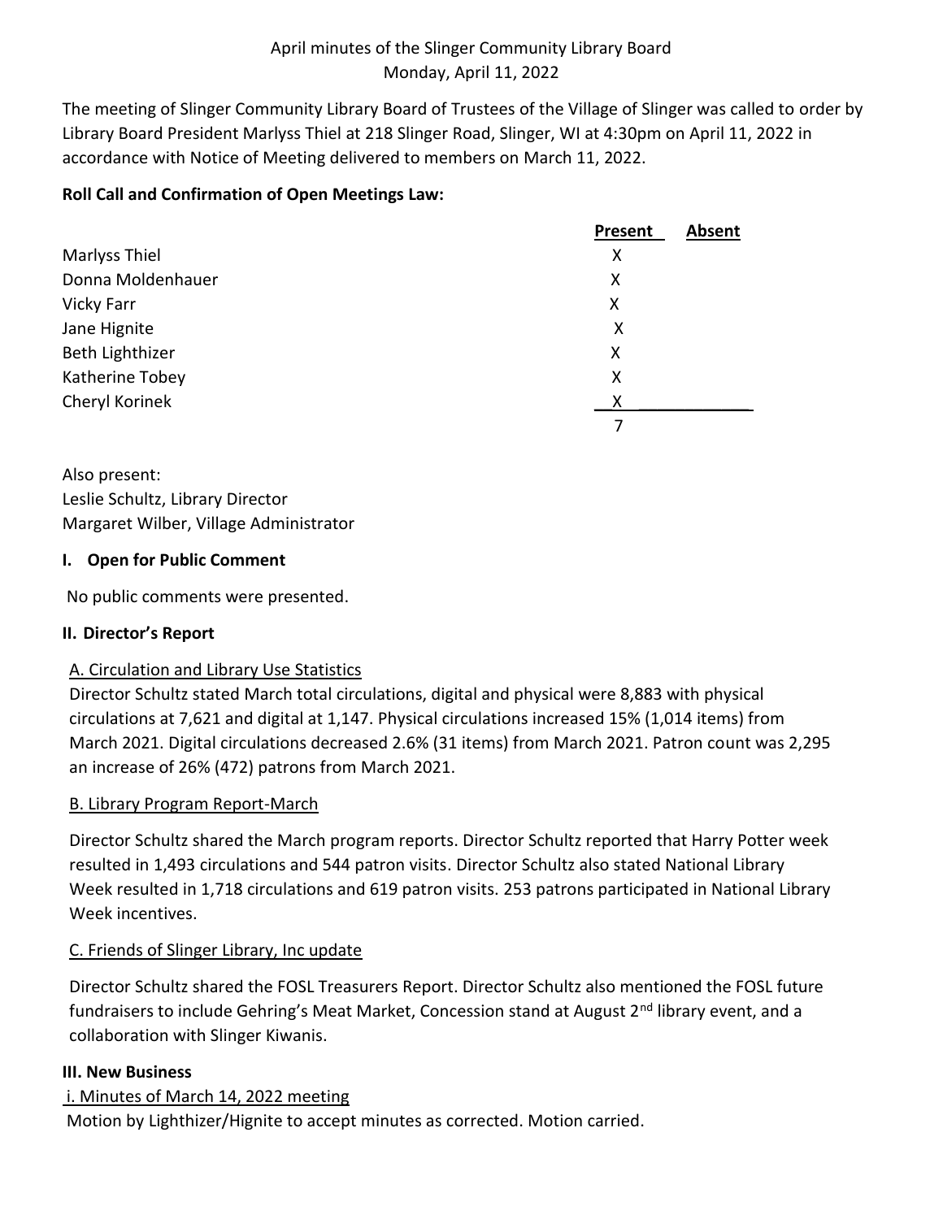April minutes of the Slinger Community Library Board
Monday, April 11, 2022

The meeting of Slinger Community Library Board of Trustees of the Village of Slinger was called to order by Library Board President Marlyss Thiel at 218 Slinger Road, Slinger, WI at 4:30pm on April 11, 2022 in accordance with Notice of Meeting delivered to members on March 11, 2022.

**Roll Call and Confirmation of Open Meetings Law:**

| | Present | Absent |
|---|---|---|
| Marlyss Thiel | X | |
| Donna Moldenhauer | X | |
| Vicky Farr | X | |
| Jane Hignite | X | |
| Beth Lighthizer | X | |
| Katherine Tobey | X | |
| Cheryl Korinek | X | |
| | 7 | |

Also present:
Leslie Schultz, Library Director
Margaret Wilber, Village Administrator

**I. Open for Public Comment**

No public comments were presented.

**II. Director's Report**

A. Circulation and Library Use Statistics

Director Schultz stated March total circulations, digital and physical were 8,883 with physical circulations at 7,621 and digital at 1,147. Physical circulations increased 15% (1,014 items) from March 2021. Digital circulations decreased 2.6% (31 items) from March 2021. Patron count was 2,295 an increase of 26% (472) patrons from March 2021.

B. Library Program Report-March

Director Schultz shared the March program reports. Director Schultz reported that Harry Potter week resulted in 1,493 circulations and 544 patron visits. Director Schultz also stated National Library Week resulted in 1,718 circulations and 619 patron visits. 253 patrons participated in National Library Week incentives.

C. Friends of Slinger Library, Inc update

Director Schultz shared the FOSL Treasurers Report. Director Schultz also mentioned the FOSL future fundraisers to include Gehring's Meat Market, Concession stand at August 2nd library event, and a collaboration with Slinger Kiwanis.

**III. New Business**

i. Minutes of March 14, 2022 meeting

Motion by Lighthizer/Hignite to accept minutes as corrected. Motion carried.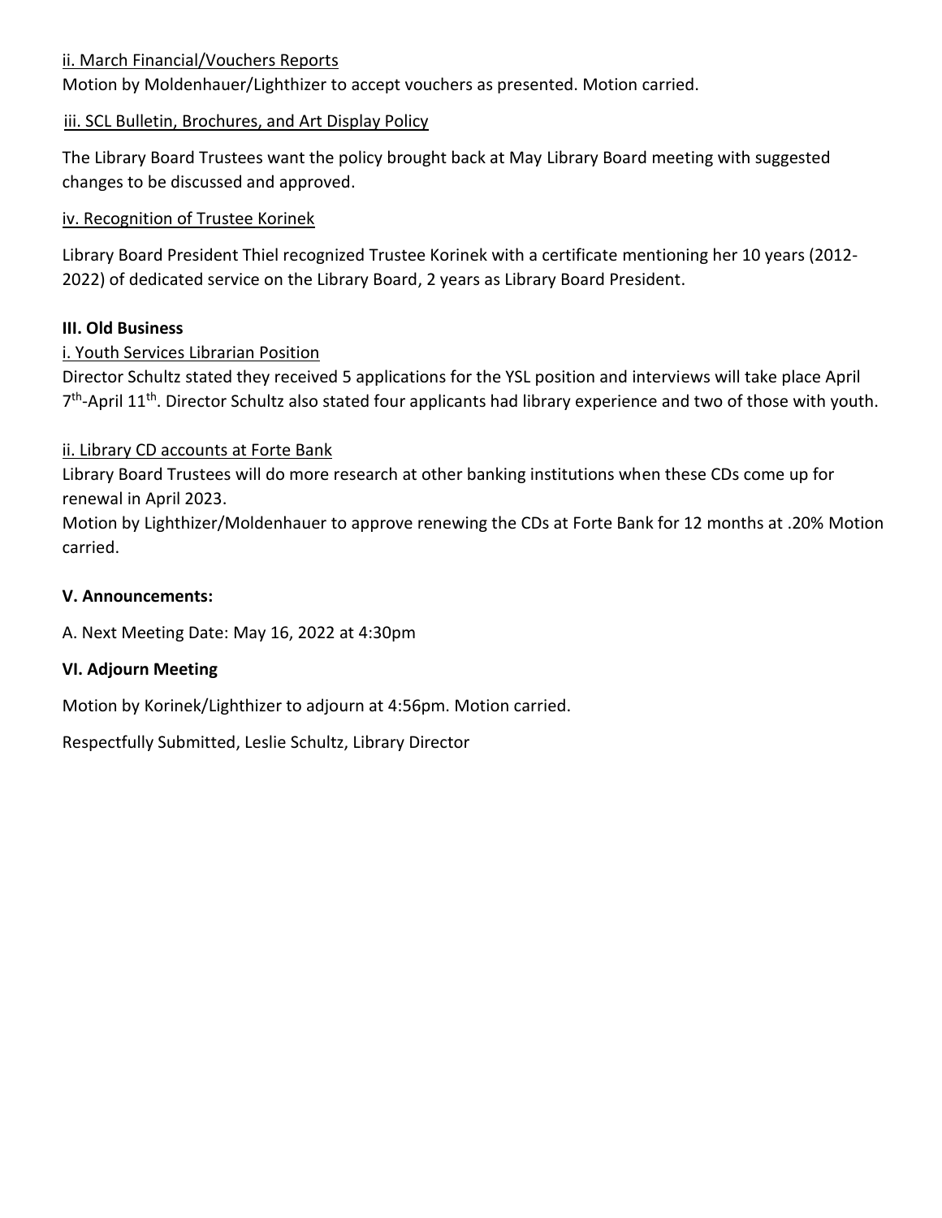ii. March Financial/Vouchers Reports

Motion by Moldenhauer/Lighthizer to accept vouchers as presented. Motion carried.

iii. SCL Bulletin, Brochures, and Art Display Policy

The Library Board Trustees want the policy brought back at May Library Board meeting with suggested changes to be discussed and approved.

iv. Recognition of Trustee Korinek

Library Board President Thiel recognized Trustee Korinek with a certificate mentioning her 10 years (2012-2022) of dedicated service on the Library Board, 2 years as Library Board President.

**III. Old Business**

i. Youth Services Librarian Position

Director Schultz stated they received 5 applications for the YSL position and interviews will take place April 7th-April 11th. Director Schultz also stated four applicants had library experience and two of those with youth.

ii. Library CD accounts at Forte Bank

Library Board Trustees will do more research at other banking institutions when these CDs come up for renewal in April 2023.

Motion by Lighthizer/Moldenhauer to approve renewing the CDs at Forte Bank for 12 months at .20% Motion carried.

**V. Announcements:**

A. Next Meeting Date: May 16, 2022 at 4:30pm

**VI. Adjourn Meeting**

Motion by Korinek/Lighthizer to adjourn at 4:56pm. Motion carried.

Respectfully Submitted, Leslie Schultz, Library Director